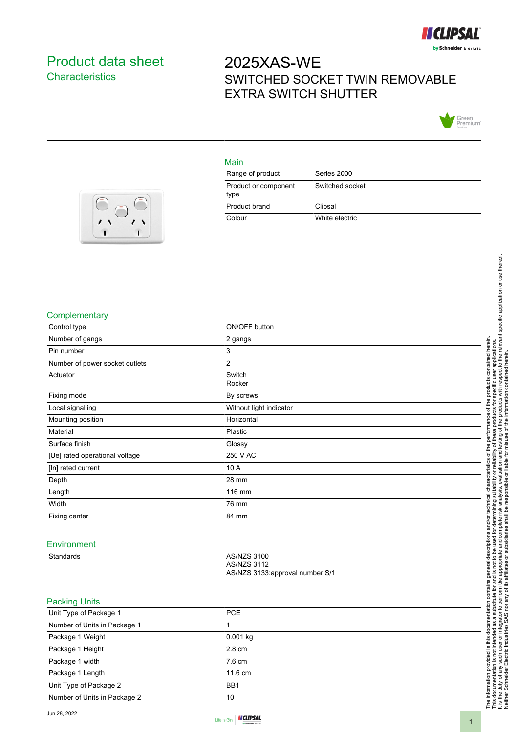# Product data sheet
## Characteristics

# 2025XAS-WE
SWITCHED SOCKET TWIN REMOVABLE EXTRA SWITCH SHUTTER

## Main

| | |
|---|---|
| Range of product | Series 2000 |
| Product or component type | Switched socket |
| Product brand | Clipsal |
| Colour | White electric |

## Complementary

| | |
|---|---|
| Control type | ON/OFF button |
| Number of gangs | 2 gangs |
| Pin number | 3 |
| Number of power socket outlets | 2 |
| Actuator | Switch<br>Rocker |
| Fixing mode | By screws |
| Local signalling | Without light indicator |
| Mounting position | Horizontal |
| Material | Plastic |
| Surface finish | Glossy |
| [Ue] rated operational voltage | 250 V AC |
| [In] rated current | 10 A |
| Depth | 28 mm |
| Length | 116 mm |
| Width | 76 mm |
| Fixing center | 84 mm |

## Environment

| | |
|---|---|
| Standards | AS/NZS 3100<br>AS/NZS 3112<br>AS/NZS 3133:approval number S/1 |

## Packing Units

| | |
|---|---|
| Unit Type of Package 1 | PCE |
| Number of Units in Package 1 | 1 |
| Package 1 Weight | 0.001 kg |
| Package 1 Height | 2.8 cm |
| Package 1 width | 7.6 cm |
| Package 1 Length | 11.6 cm |
| Unit Type of Package 2 | BB1 |
| Number of Units in Package 2 | 10 |

The information provided in this documentation contains general descriptions and/or technical characteristics of the performance of the products contained herein.
This documentation is not intended as a substitute for and is not to be used for determining suitability or reliability of these products for specific user applications.
It is the duty of any such user or integrator to perform the appropriate and complete risk analysis, evaluation and testing of the products with respect to the relevant specific application or use thereof.
Neither Schneider Electric Industries SAS nor any of its affiliates or subsidiaries shall be responsible or liable for misuse of the information contained herein.

Jun 28, 2022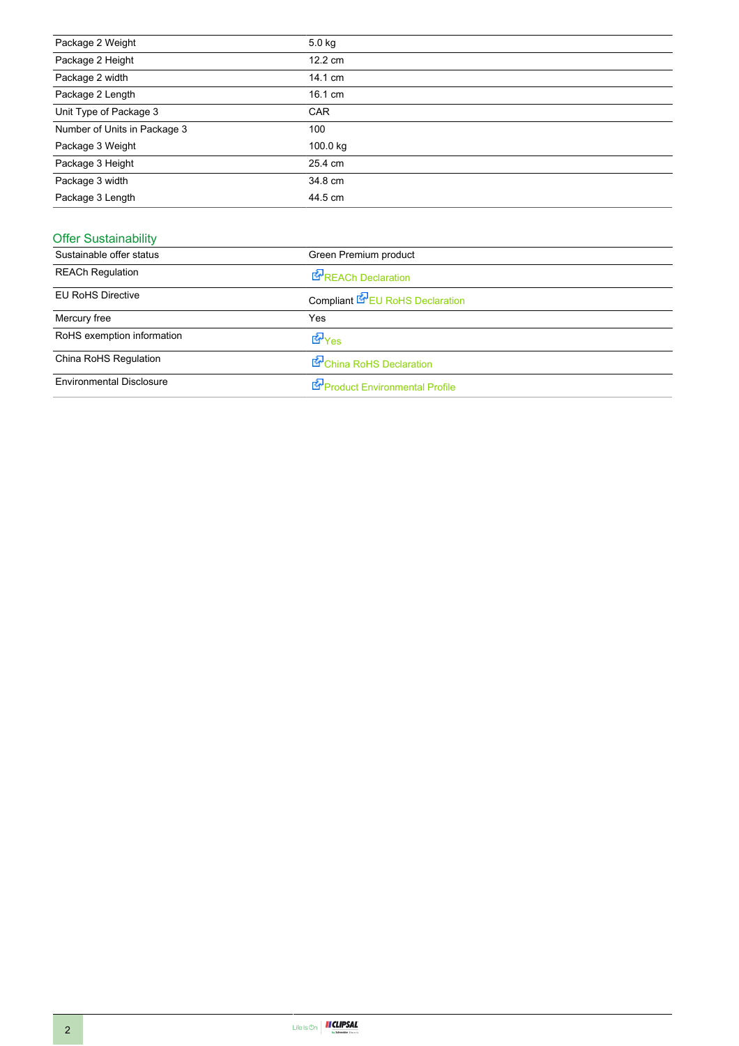| | |
|---|---|
| Package 2 Weight | 5.0 kg |
| Package 2 Height | 12.2 cm |
| Package 2 width | 14.1 cm |
| Package 2 Length | 16.1 cm |
| Unit Type of Package 3 | CAR |
| Number of Units in Package 3 | 100 |
| Package 3 Weight | 100.0 kg |
| Package 3 Height | 25.4 cm |
| Package 3 width | 34.8 cm |
| Package 3 Length | 44.5 cm |

## Offer Sustainability

| | |
|---|---|
| Sustainable offer status | Green Premium product |
| REACh Regulation | REACh Declaration |
| EU RoHS Directive | Compliant EU RoHS Declaration |
| Mercury free | Yes |
| RoHS exemption information | Yes |
| China RoHS Regulation | China RoHS Declaration |
| Environmental Disclosure | Product Environmental Profile |